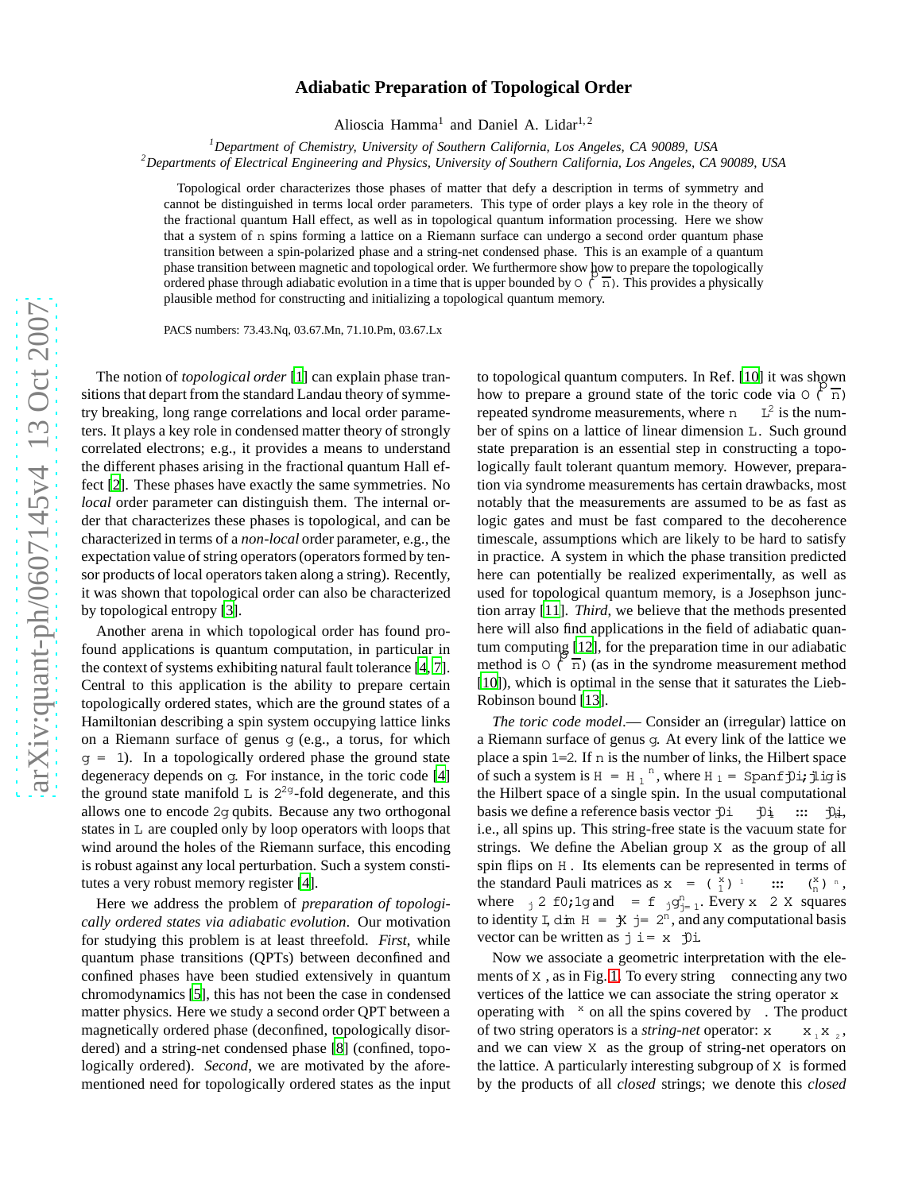# Adiabatic Preparation of Topological Order

Alioscia Hamma[1] and Daniel A. Lidar[1,2]

[1]*Department of Chemistry, University of Southern California, Los Angeles, CA 90089, USA*
[2]*Departments of Electrical Engineering and Physics, University of Southern California, Los Angeles, CA 90089, USA*

Topological order characterizes those phases of matter that defy a description in terms of symmetry and cannot be distinguished in terms local order parameters. This type of order plays a key role in the theory of the fractional quantum Hall effect, as well as in topological quantum information processing. Here we show that a system of $n$ spins forming a lattice on a Riemann surface can undergo a second order quantum phase transition between a spin-polarized phase and a string-net condensed phase. This is an example of a quantum phase transition between magnetic and topological order. We furthermore show how to prepare the topologically ordered phase through adiabatic evolution in a time that is upper bounded by $O(\sqrt{n})$. This provides a physically plausible method for constructing and initializing a topological quantum memory.

PACS numbers: 73.43.Nq, 03.67.Mn, 71.10.Pm, 03.67.Lx

The notion of *topological order* [1] can explain phase transitions that depart from the standard Landau theory of symmetry breaking, long range correlations and local order parameters. It plays a key role in condensed matter theory of strongly correlated electrons; e.g., it provides a means to understand the different phases arising in the fractional quantum Hall effect [2]. These phases have exactly the same symmetries. No *local* order parameter can distinguish them. The internal order that characterizes these phases is topological, and can be characterized in terms of a *non-local* order parameter, e.g., the expectation value of string operators (operators formed by tensor products of local operators taken along a string). Recently, it was shown that topological order can also be characterized by topological entropy [3].

Another arena in which topological order has found profound applications is quantum computation, in particular in the context of systems exhibiting natural fault tolerance [4, 7]. Central to this application is the ability to prepare certain topologically ordered states, which are the ground states of a Hamiltonian describing a spin system occupying lattice links on a Riemann surface of genus $g$ (e.g., a torus, for which $g = 1$). In a topologically ordered phase the ground state degeneracy depends on $g$. For instance, in the toric code [4] the ground state manifold $\mathcal{L}$ is $2^{2g}$-fold degenerate, and this allows one to encode $2g$ qubits. Because any two orthogonal states in $\mathcal{L}$ are coupled only by loop operators with loops that wind around the holes of the Riemann surface, this encoding is robust against any local perturbation. Such a system constitutes a very robust memory register [4].

Here we address the problem of *preparation of topologically ordered states via adiabatic evolution*. Our motivation for studying this problem is at least threefold. *First*, while quantum phase transitions (QPTs) between deconfined and confined phases have been studied extensively in quantum chromodynamics [5], this has not been the case in condensed matter physics. Here we study a second order QPT between a magnetically ordered phase (deconfined, topologically disordered) and a string-net condensed phase [8] (confined, topologically ordered). *Second*, we are motivated by the aforementioned need for topologically ordered states as the input to topological quantum computers. In Ref. [10] it was shown how to prepare a ground state of the toric code via $O(\sqrt{n})$ repeated syndrome measurements, where $n \sim L^2$ is the number of spins on a lattice of linear dimension $L$. Such ground state preparation is an essential step in constructing a topologically fault tolerant quantum memory. However, preparation via syndrome measurements has certain drawbacks, most notably that the measurements are assumed to be as fast as logic gates and must be fast compared to the decoherence timescale, assumptions which are likely to be hard to satisfy in practice. A system in which the phase transition predicted here can potentially be realized experimentally, as well as used for topological quantum memory, is a Josephson junction array [11]. *Third*, we believe that the methods presented here will also find applications in the field of adiabatic quantum computing [12], for the preparation time in our adiabatic method is $O(\sqrt{n})$ (as in the syndrome measurement method [10]), which is optimal in the sense that it saturates the Lieb-Robinson bound [13].

*The toric code model*.— Consider an (irregular) lattice on a Riemann surface of genus $g$. At every link of the lattice we place a spin $1/2$. If $n$ is the number of links, the Hilbert space of such a system is $\mathcal{H} = \mathcal{H}_1^{\otimes n}$, where $\mathcal{H}_1 = \mathrm{Span}\{|0\rangle, |1\rangle\}$ is the Hilbert space of a single spin. In the usual computational basis we define a reference basis vector $|0\rangle \equiv |0\rangle_1 \otimes \ldots \otimes |0\rangle_n$, i.e., all spins up. This string-free state is the vacuum state for strings. We define the Abelian group $X$ as the group of all spin flips on $\mathcal{H}$. Its elements can be represented in terms of the standard Pauli matrices as $x_\alpha = (\sigma_1^x)^{\alpha_1} \otimes \ldots \otimes (\sigma_n^x)^{\alpha_n}$, where $\alpha_j \in \{0, 1\}$ and $\alpha = \{\alpha_j\}_{j=1}^n$. Every $x \in X$ squares to identity $I$, $\dim \mathcal{H} = |X| = 2^n$, and any computational basis vector can be written as $|\alpha\rangle = x_\alpha|0\rangle$.

Now we associate a geometric interpretation with the elements of $X$, as in Fig. 1. To every string $\gamma$ connecting any two vertices of the lattice we can associate the string operator $x_\gamma$ operating with $\sigma^x$ on all the spins covered by $\gamma$. The product of two string operators is a *string-net* operator: $x_{\gamma_1} x_{\gamma_2}$, and we can view $X$ as the group of string-net operators on the lattice. A particularly interesting subgroup of $X$ is formed by the products of all *closed* strings; we denote this *closed*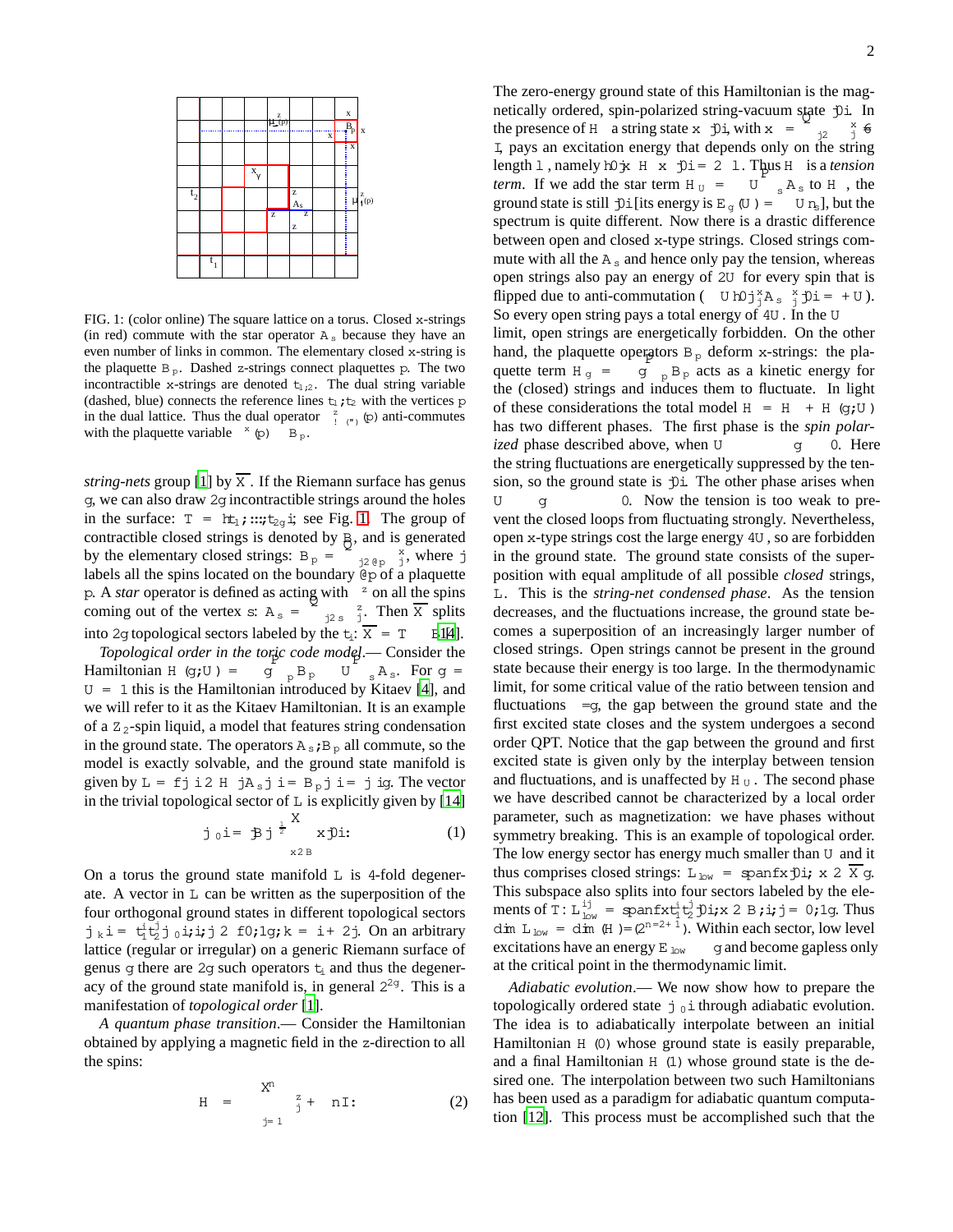FIG. 1: (color online) The square lattice on a torus. Closed $x$-strings (in red) commute with the star operator $A_s$ because they have an even number of links in common. The elementary closed $x$-string is the plaquette $B_p$. Dashed $z$-strings connect plaquettes $p$. The two incontractible $x$-strings are denoted $t_{1,2}$. The dual string variable (dashed, blue) connects the reference lines $t_1, t_2$ with the vertices $p$ in the dual lattice. Thus the dual operator $\mu^z_{\Gamma(*)}(p)$ anti-commutes with the plaquette variable $\mu^x(p) \equiv B_p$.

*string-nets* group [1] by $\overline{X}$. If the Riemann surface has genus $g$, we can also draw $2g$ incontractible strings around the holes in the surface: $T = \langle t_1, \ldots, t_{2g} \rangle$; see Fig. 1. The group of contractible closed strings is denoted by $B$, and is generated by the elementary closed strings: $B_p = \prod_{j \in \partial p} \sigma^x_j$, where $j$ labels all the spins located on the boundary $\partial p$ of a plaquette $p$. A *star* operator is defined as acting with $\sigma^z$ on all the spins coming out of the vertex $s$: $A_s = \prod_{j \ni s} \sigma^z_j$. Then $\overline{X}$ splits into $2g$ topological sectors labeled by the $t_i$: $\overline{X} = T \otimes B$ [14].

*Topological order in the toric code model*.— Consider the Hamiltonian $H(g;U) = -g\sum_p B_p - U\sum_s A_s$. For $g = U = 1$ this is the Hamiltonian introduced by Kitaev [4], and we will refer to it as the Kitaev Hamiltonian. It is an example of a $Z_2$-spin liquid, a model that features string condensation in the ground state. The operators $A_s, B_p$ all commute, so the model is exactly solvable, and the ground state manifold is given by $L = \{|\psi\rangle \in H \,|\, A_s|\psi\rangle = B_p|\psi\rangle = |\psi\rangle\}$. The vector in the trivial topological sector of $L$ is explicitly given by [14]

$$|\psi_0\rangle = |B|^{-\frac{1}{2}} \sum_{x \in B} x|0\rangle. \tag{1}$$

On a torus the ground state manifold $L$ is 4-fold degenerate. A vector in $L$ can be written as the superposition of the four orthogonal ground states in different topological sectors $|\psi_k\rangle = t_1^i t_2^j |\psi_0\rangle; i,j \in \{0,1\}; k = i + 2j$. On an arbitrary lattice (regular or irregular) on a generic Riemann surface of genus $g$ there are $2g$ such operators $t_i$ and thus the degeneracy of the ground state manifold is, in general $2^{2g}$. This is a manifestation of *topological order* [1].

*A quantum phase transition*.— Consider the Hamiltonian obtained by applying a magnetic field in the $z$-direction to all the spins:

$$H_\Lambda = -\Lambda \sum_{j=1}^{n} \sigma^z_j + \Lambda n I. \tag{2}$$

The zero-energy ground state of this Hamiltonian is the magnetically ordered, spin-polarized string-vacuum state $|0\rangle$. In the presence of $H_\Lambda$ a string state $x|0\rangle$, with $x = \prod_{j \in \gamma} \sigma^x_j \neq I$, pays an excitation energy that depends only on the string length $l$, namely $\langle 0|x H_\Lambda x|0\rangle = 2\Lambda l$. Thus $H_\Lambda$ is a *tension term*. If we add the star term $H_U = -U\sum_s A_s$ to $H_\Lambda$, the ground state is still $|0\rangle$ [its energy is $E_g(U) = -U n_s$], but the spectrum is quite different. Now there is a drastic difference between open and closed $x$-type strings. Closed strings commute with all the $A_s$ and hence only pay the tension, whereas open strings also pay an energy of $2U$ for every spin that is flipped due to anti-commutation ($-U\langle 0|\sigma^x_j A_s \sigma^x_j|0\rangle = +U$). So every open string pays a total energy of $4U$. In the $U \to \infty$ limit, open strings are energetically forbidden. On the other hand, the plaquette operators $B_p$ deform $x$-strings: the plaquette term $H_g = -g\sum_p B_p$ acts as a kinetic energy for the (closed) strings and induces them to fluctuate. In light of these considerations the total model $H = H_\Lambda + H(g;U)$ has two different phases. The first phase is the *spin polarized* phase described above, when $U \gg \Lambda \gg g \geq 0$. Here the string fluctuations are energetically suppressed by the tension, so the ground state is $|0\rangle$. The other phase arises when $U \gg g \gg \Lambda \geq 0$. Now the tension is too weak to prevent the closed loops from fluctuating strongly. Nevertheless, open $x$-type strings cost the large energy $4U$, so are forbidden in the ground state. The ground state consists of the superposition with equal amplitude of all possible *closed* strings, $L$. This is the *string-net condensed phase*. As the tension decreases, and the fluctuations increase, the ground state becomes a superposition of an increasingly larger number of closed strings. Open strings cannot be present in the ground state because their energy is too large. In the thermodynamic limit, for some critical value of the ratio between tension and fluctuations $\Lambda/g$, the gap between the ground state and the first excited state closes and the system undergoes a second order QPT. Notice that the gap between the ground and first excited state is given only by the interplay between tension and fluctuations, and is unaffected by $H_U$. The second phase we have described cannot be characterized by a local order parameter, such as magnetization: we have phases without symmetry breaking. This is an example of topological order. The low energy sector has energy much smaller than $U$ and it thus comprises closed strings: $L_{low} = \mathrm{span}\{x|0\rangle, x \in \overline{X}\}$. This subspace also splits into four sectors labeled by the elements of $T$: $L^{ij}_{low} = \mathrm{span}\{x t_1^i t_2^j|0\rangle, x \in B; i,j = 0,1\}$. Thus $\dim L_{low} = \dim(H) = (2^{n/2+1})$. Within each sector, low level excitations have an energy $E_{low} \simeq g$ and become gapless only at the critical point in the thermodynamic limit.

*Adiabatic evolution*.— We now show how to prepare the topologically ordered state $|\psi_0\rangle$ through adiabatic evolution. The idea is to adiabatically interpolate between an initial Hamiltonian $H(0)$ whose ground state is easily preparable, and a final Hamiltonian $H(1)$ whose ground state is the desired one. The interpolation between two such Hamiltonians has been used as a paradigm for adiabatic quantum computation [12]. This process must be accomplished such that the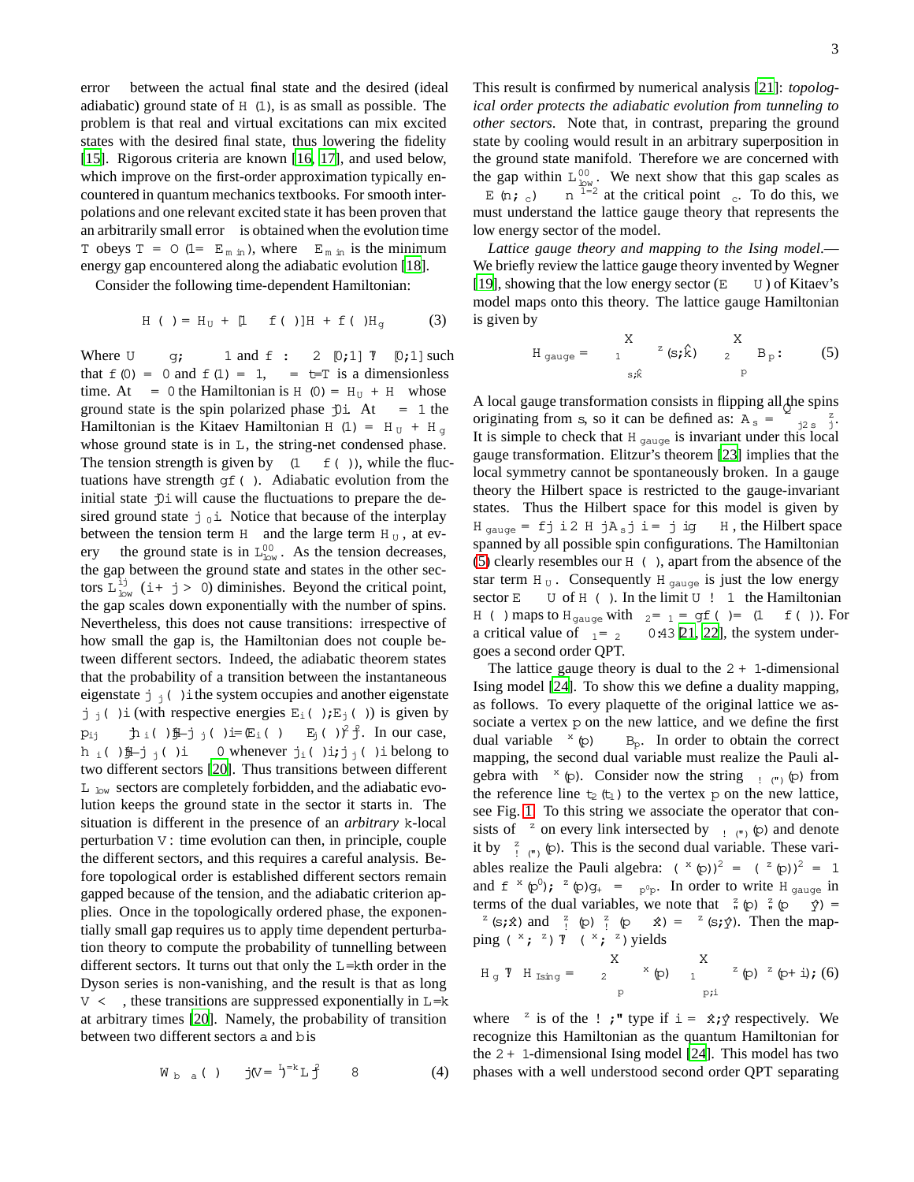error $\epsilon$ between the actual final state and the desired (ideal adiabatic) ground state of $H(1)$, is as small as possible. The problem is that real and virtual excitations can mix excited states with the desired final state, thus lowering the fidelity [15]. Rigorous criteria are known [16, 17], and used below, which improve on the first-order approximation typically encountered in quantum mechanics textbooks. For smooth interpolations and one relevant excited state it has been proven that an arbitrarily small error $\epsilon$ is obtained when the evolution time $T$ obeys $T = O(1/\epsilon\Delta E_{min})$, where $\Delta E_{min}$ is the minimum energy gap encountered along the adiabatic evolution [18].

Consider the following time-dependent Hamiltonian:

$$H(\tau) = H_U + [1 - f(\tau)]H_\mu + f(\tau)H_g \qquad (3)$$

Where $U \gg g; \mu \gg 1$ and $f : \tau \in [0;1] \mapsto [0;1]$ such that $f(0) = 0$ and $f(1) = 1$, $\tau = t/T$ is a dimensionless time. At $\tau = 0$ the Hamiltonian is $H(0) = H_U + H_\mu$ whose ground state is the spin polarized phase $|0\rangle$. At $\tau = 1$ the Hamiltonian is the Kitaev Hamiltonian $H(1) = H_U + H_g$ whose ground state is in $\mathcal{L}$, the string-net condensed phase. The tension strength is given by $\mu(1 - f(\tau))$, while the fluctuations have strength $gf(\tau)$. Adiabatic evolution from the initial state $|0\rangle$ will cause the fluctuations to prepare the desired ground state $|\xi_0\rangle$. Notice that because of the interplay between the tension term $H_\mu$ and the large term $H_U$, at every $\tau$ the ground state is in $\mathcal{L}_{low}^{00}$. As the tension decreases, the gap between the ground state and states in the other sectors $\mathcal{L}_{low}^{ij}$ $(i + j > 0)$ diminishes. Beyond the critical point, the gap scales down exponentially with the number of spins. Nevertheless, this does not cause transitions: irrespective of how small the gap is, the Hamiltonian does not couple between different sectors. Indeed, the adiabatic theorem states that the probability of a transition between the instantaneous eigenstate $|\psi_j(\tau)\rangle$ the system occupies and another eigenstate $|\psi_j(\tau)\rangle$ (with respective energies $E_i(\tau), E_j(\tau)$) is given by $p_{ij} \sim |\langle\psi_i(\tau)|\dot{H}|\psi_j(\tau)\rangle/(E_i(\tau) - E_j(\tau))^2|^2$. In our case, $\langle\psi_i(\tau)|\dot{H}|\psi_j(\tau)\rangle \equiv 0$ whenever $|\psi_i(\tau)\rangle, |\psi_j(\tau)\rangle$ belong to two different sectors [20]. Thus transitions between different $\mathcal{L}_{low}$ sectors are completely forbidden, and the adiabatic evolution keeps the ground state in the sector it starts in. The situation is different in the presence of an *arbitrary* $k$-local perturbation $V$: time evolution can then, in principle, couple the different sectors, and this requires a careful analysis. Before topological order is established different sectors remain gapped because of the tension, and the adiabatic criterion applies. Once in the topologically ordered phase, the exponentially small gap requires us to apply time dependent perturbation theory to compute the probability of tunnelling between different sectors. It turns out that only the $L/k$th order in the Dyson series is non-vanishing, and the result is that as long $\|V\| < \Delta$, these transitions are suppressed exponentially in $L/k$ at arbitrary times [20]. Namely, the probability of transition between two different sectors $a$ and $b$ is

$$W_{b\leftarrow a}(\tau) \leq |(\|V\|/\Delta)^{L/k}L|^2 \quad \forall\tau \qquad (4)$$

This result is confirmed by numerical analysis [21]: *topological order protects the adiabatic evolution from tunneling to other sectors*. Note that, in contrast, preparing the ground state by cooling would result in an arbitrary superposition in the ground state manifold. Therefore we are concerned with the gap within $\mathcal{L}_{low}^{00}$. We next show that this gap scales as $\Delta E(n;\tau_c) \sim n^{-1/2}$ at the critical point $\tau_c$. To do this, we must understand the lattice gauge theory that represents the low energy sector of the model.

*Lattice gauge theory and mapping to the Ising model*.— We briefly review the lattice gauge theory invented by Wegner [19], showing that the low energy sector ($E \ll U$) of Kitaev's model maps onto this theory. The lattice gauge Hamiltonian is given by

$$H_{gauge} = -\lambda_1\sum_{s,\hat{k}}\sigma^z(s,\hat{k}) - \lambda_2\sum_p B_p. \qquad (5)$$

A local gauge transformation consists in flipping all the spins originating from $s$, so it can be defined as: $A_s = \prod_{j\in\partial s}\sigma_j^z$. It is simple to check that $H_{gauge}$ is invariant under this local gauge transformation. Elitzur's theorem [23] implies that the local symmetry cannot be spontaneously broken. In a gauge theory the Hilbert space is restricted to the gauge-invariant states. Thus the Hilbert space for this model is given by $\mathcal{H}_{gauge} = \{|\psi\rangle \in \mathcal{H}\,|A_s|\psi\rangle = |\psi\rangle\} \subset \mathcal{H}$, the Hilbert space spanned by all possible spin configurations. The Hamiltonian (5) clearly resembles our $H(\tau)$, apart from the absence of the star term $H_U$. Consequently $H_{gauge}$ is just the low energy sector $E \ll U$ of $H(\tau)$. In the limit $U \to \infty$ the Hamiltonian $H(\tau)$ maps to $H_{gauge}$ with $\lambda_2/\lambda_1 = gf(\tau)/\mu(1 - f(\tau))$. For a critical value of $\lambda_1/\lambda_2 \approx 0.43$ [21, 22], the system undergoes a second order QPT.

The lattice gauge theory is dual to the $2+1$-dimensional Ising model [24]. To show this we define a duality mapping, as follows. To every plaquette of the original lattice we associate a vertex $p$ on the new lattice, and we define the first dual variable $\tau^x(p) \equiv B_p$. In order to obtain the correct mapping, the second dual variable must realize the Pauli algebra with $\tau^x(p)$. Consider now the string $\gamma_{\leftarrow(\downarrow)}(p)$ from the reference line $t_2(t_1)$ to the vertex $p$ on the new lattice, see Fig. 1. To this string we associate the operator that consists of $\sigma^z$ on every link intersected by $\gamma_{\leftarrow(\downarrow)}(p)$ and denote it by $\tau^z_{\leftarrow(\downarrow)}(p)$. This is the second dual variable. These variables realize the Pauli algebra: $(\tau^x(p))^2 = (\tau^z(p))^2 = 1$ and $\{\tau^x(p'), \tau^z(p)\}_+ = \delta_{p'p}$. In order to write $H_{gauge}$ in terms of the dual variables, we note that $\tau^z_\downarrow(p)\tau^z_\downarrow(p - \hat{y}) = \sigma^z(s,\hat{x})$ and $\tau^z_\leftarrow(p)\tau^z_\leftarrow(p - \hat{x}) = \sigma^z(s,\hat{y})$. Then the mapping $(\sigma^x, \sigma^z) \mapsto (\tau^x, \tau^z)$ yields

$$H_g \mapsto H_{Ising} = -\lambda_2\sum_p\tau^x(p) - \lambda_1\sum_{p,i}\tau^z(p)\tau^z(p + i), \qquad (6)$$

where $\tau^z$ is of the $\leftarrow, \downarrow$ type if $i = \hat{x}, \hat{y}$ respectively. We recognize this Hamiltonian as the quantum Hamiltonian for the $2+1$-dimensional Ising model [24]. This model has two phases with a well understood second order QPT separating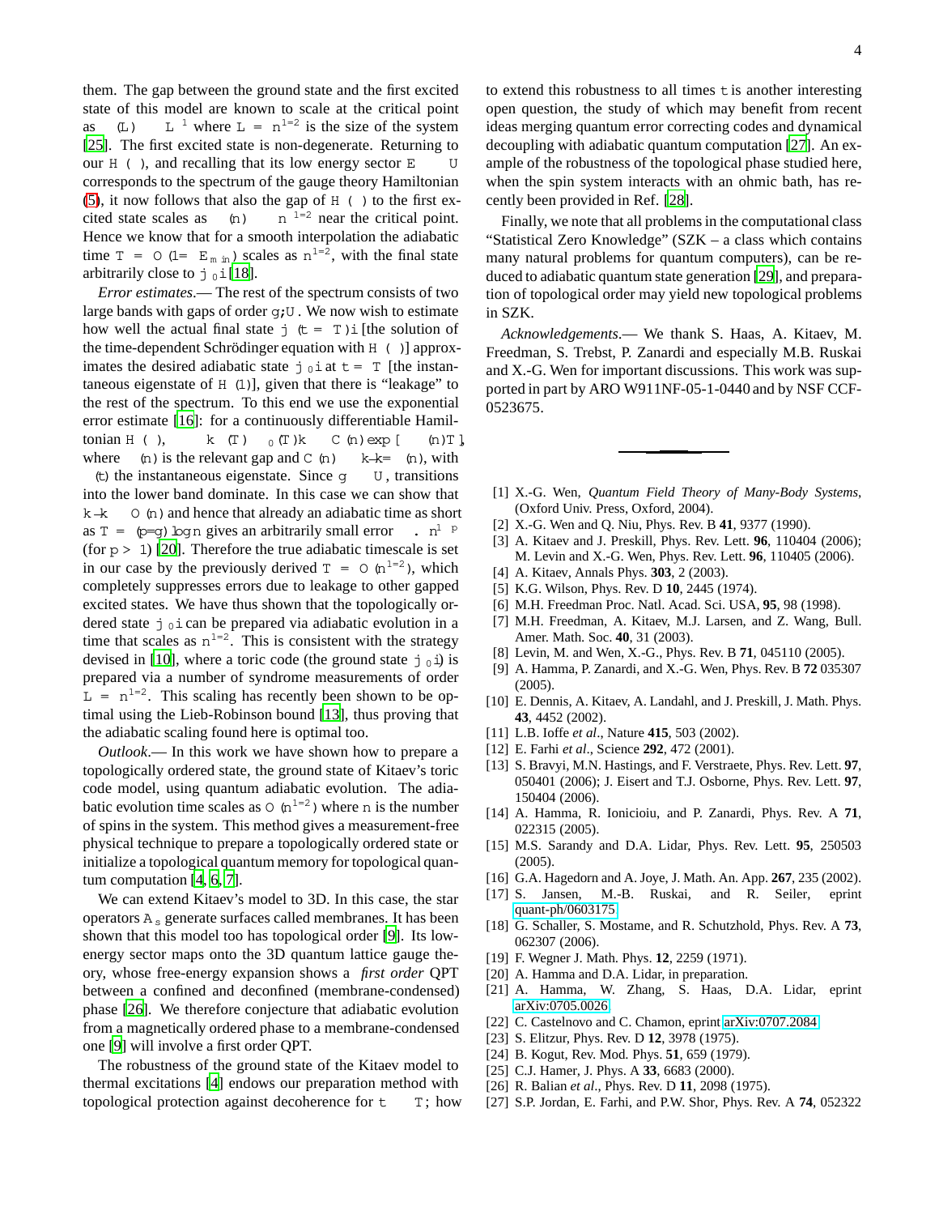them. The gap between the ground state and the first excited state of this model are known to scale at the critical point as $\Delta(L) \sim L^{-1}$ where $L = n^{1/2}$ is the size of the system [25]. The first excited state is non-degenerate. Returning to our $H(\lambda)$, and recalling that its low energy sector $E \ll U$ corresponds to the spectrum of the gauge theory Hamiltonian (5), it now follows that also the gap of $H(\lambda)$ to the first excited state scales as $\Delta(n) \sim n^{-1/2}$ near the critical point. Hence we know that for a smooth interpolation the adiabatic time $T = O(1/\Delta E_{min})$ scales as $n^{1/2}$, with the final state arbitrarily close to $|\psi_0\rangle$ [18].

*Error estimates*.— The rest of the spectrum consists of two large bands with gaps of order $g, U$. We now wish to estimate how well the actual final state $|\psi(t = T)\rangle$ [the solution of the time-dependent Schrödinger equation with $H(\lambda)$] approximates the desired adiabatic state $|\psi_0\rangle$ at $t = T$ [the instantaneous eigenstate of $H(1)$], given that there is "leakage" to the rest of the spectrum. To this end we use the exponential error estimate [16]: for a continuously differentiable Hamiltonian $H(\lambda)$, $\epsilon \equiv \|\psi(T) - \psi_0(T)\| \leq C(n) \exp[-\Delta(n) T]$, where $\Delta(n)$ is the relevant gap and $C(n) \sim \|\dot{\psi}\|/\Delta(n)$, with $\psi(t)$ the instantaneous eigenstate. Since $g \ll U$, transitions into the lower band dominate. In this case we can show that $\|\dot{\psi}\| \sim O(n)$ and hence that already an adiabatic time as short as $T = (p/g)\log n$ gives an arbitrarily small error $\epsilon \lesssim n^{1-p}$ (for $p > 1$) [20]. Therefore the true adiabatic timescale is set in our case by the previously derived $T = O(n^{1/2})$, which completely suppresses errors due to leakage to other gapped excited states. We have thus shown that the topologically ordered state $|\psi_0\rangle$ can be prepared via adiabatic evolution in a time that scales as $n^{1/2}$. This is consistent with the strategy devised in [10], where a toric code (the ground state $|\psi_0\rangle$) is prepared via a number of syndrome measurements of order $L = n^{1/2}$. This scaling has recently been shown to be optimal using the Lieb-Robinson bound [13], thus proving that the adiabatic scaling found here is optimal too.

*Outlook*.— In this work we have shown how to prepare a topologically ordered state, the ground state of Kitaev's toric code model, using quantum adiabatic evolution. The adiabatic evolution time scales as $O(n^{1/2})$ where $n$ is the number of spins in the system. This method gives a measurement-free physical technique to prepare a topologically ordered state or initialize a topological quantum memory for topological quantum computation [4, 6, 7].

We can extend Kitaev's model to 3D. In this case, the star operators $A_s$ generate surfaces called membranes. It has been shown that this model too has topological order [9]. Its low-energy sector maps onto the 3D quantum lattice gauge theory, whose free-energy expansion shows a *first order* QPT between a confined and deconfined (membrane-condensed) phase [26]. We therefore conjecture that adiabatic evolution from a magnetically ordered phase to a membrane-condensed one [9] will involve a first order QPT.

The robustness of the ground state of the Kitaev model to thermal excitations [4] endows our preparation method with topological protection against decoherence for $t \gg T$; how to extend this robustness to all times $t$ is another interesting open question, the study of which may benefit from recent ideas merging quantum error correcting codes and dynamical decoupling with adiabatic quantum computation [27]. An example of the robustness of the topological phase studied here, when the spin system interacts with an ohmic bath, has recently been provided in Ref. [28].

Finally, we note that all problems in the computational class "Statistical Zero Knowledge" (SZK – a class which contains many natural problems for quantum computers), can be reduced to adiabatic quantum state generation [29], and preparation of topological order may yield new topological problems in SZK.

*Acknowledgements*.— We thank S. Haas, A. Kitaev, M. Freedman, S. Trebst, P. Zanardi and especially M.B. Ruskai and X.-G. Wen for important discussions. This work was supported in part by ARO W911NF-05-1-0440 and by NSF CCF-0523675.

---

[1] X.-G. Wen, *Quantum Field Theory of Many-Body Systems*, (Oxford Univ. Press, Oxford, 2004).
[2] X.-G. Wen and Q. Niu, Phys. Rev. B **41**, 9377 (1990).
[3] A. Kitaev and J. Preskill, Phys. Rev. Lett. **96**, 110404 (2006); M. Levin and X.-G. Wen, Phys. Rev. Lett. **96**, 110405 (2006).
[4] A. Kitaev, Annals Phys. **303**, 2 (2003).
[5] K.G. Wilson, Phys. Rev. D **10**, 2445 (1974).
[6] M.H. Freedman Proc. Natl. Acad. Sci. USA, **95**, 98 (1998).
[7] M.H. Freedman, A. Kitaev, M.J. Larsen, and Z. Wang, Bull. Amer. Math. Soc. **40**, 31 (2003).
[8] Levin, M. and Wen, X.-G., Phys. Rev. B **71**, 045110 (2005).
[9] A. Hamma, P. Zanardi, and X.-G. Wen, Phys. Rev. B **72** 035307 (2005).
[10] E. Dennis, A. Kitaev, A. Landahl, and J. Preskill, J. Math. Phys. **43**, 4452 (2002).
[11] L.B. Ioffe *et al*., Nature **415**, 503 (2002).
[12] E. Farhi *et al*., Science **292**, 472 (2001).
[13] S. Bravyi, M.N. Hastings, and F. Verstraete, Phys. Rev. Lett. **97**, 050401 (2006); J. Eisert and T.J. Osborne, Phys. Rev. Lett. **97**, 150404 (2006).
[14] A. Hamma, R. Ionicioiu, and P. Zanardi, Phys. Rev. A **71**, 022315 (2005).
[15] M.S. Sarandy and D.A. Lidar, Phys. Rev. Lett. **95**, 250503 (2005).
[16] G.A. Hagedorn and A. Joye, J. Math. An. App. **267**, 235 (2002).
[17] S. Jansen, M.-B. Ruskai, and R. Seiler, eprint quant-ph/0603175.
[18] G. Schaller, S. Mostame, and R. Schutzhold, Phys. Rev. A **73**, 062307 (2006).
[19] F. Wegner J. Math. Phys. **12**, 2259 (1971).
[20] A. Hamma and D.A. Lidar, in preparation.
[21] A. Hamma, W. Zhang, S. Haas, D.A. Lidar, eprint arXiv:0705.0026.
[22] C. Castelnovo and C. Chamon, eprint arXiv:0707.2084.
[23] S. Elitzur, Phys. Rev. D **12**, 3978 (1975).
[24] B. Kogut, Rev. Mod. Phys. **51**, 659 (1979).
[25] C.J. Hamer, J. Phys. A **33**, 6683 (2000).
[26] R. Balian *et al*., Phys. Rev. D **11**, 2098 (1975).
[27] S.P. Jordan, E. Farhi, and P.W. Shor, Phys. Rev. A **74**, 052322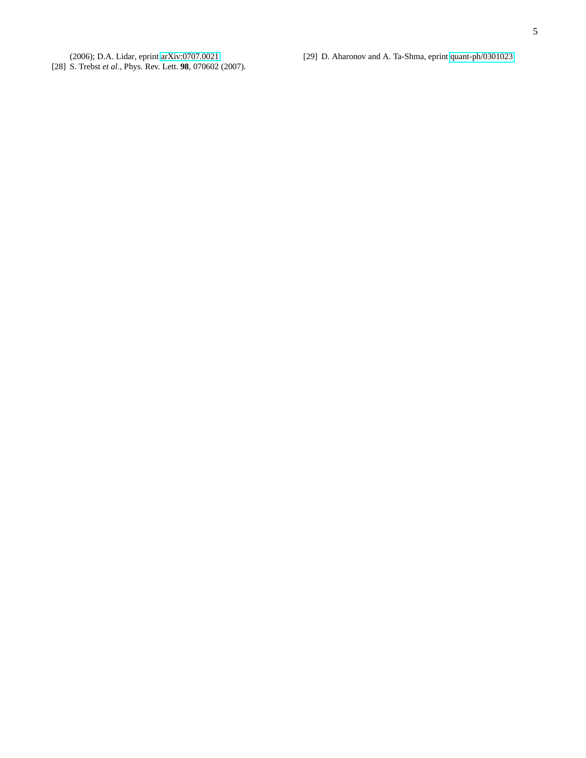(2006); D.A. Lidar, eprint arXiv:0707.0021

[28] S. Trebst *et al.*, Phys. Rev. Lett. **98**, 070602 (2007).

[29] D. Aharonov and A. Ta-Shma, eprint quant-ph/0301023